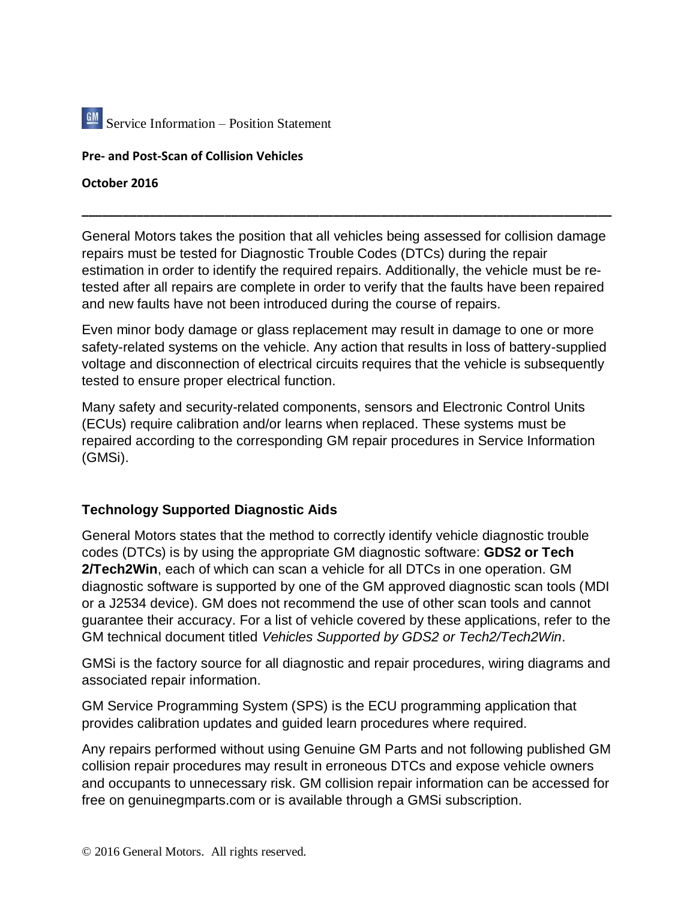GM Service Information – Position Statement

**Pre- and Post-Scan of Collision Vehicles**

**October 2016**

---

General Motors takes the position that all vehicles being assessed for collision damage repairs must be tested for Diagnostic Trouble Codes (DTCs) during the repair estimation in order to identify the required repairs. Additionally, the vehicle must be re-tested after all repairs are complete in order to verify that the faults have been repaired and new faults have not been introduced during the course of repairs.

Even minor body damage or glass replacement may result in damage to one or more safety-related systems on the vehicle. Any action that results in loss of battery-supplied voltage and disconnection of electrical circuits requires that the vehicle is subsequently tested to ensure proper electrical function.

Many safety and security-related components, sensors and Electronic Control Units (ECUs) require calibration and/or learns when replaced. These systems must be repaired according to the corresponding GM repair procedures in Service Information (GMSi).

## Technology Supported Diagnostic Aids

General Motors states that the method to correctly identify vehicle diagnostic trouble codes (DTCs) is by using the appropriate GM diagnostic software: **GDS2 or Tech 2/Tech2Win**, each of which can scan a vehicle for all DTCs in one operation. GM diagnostic software is supported by one of the GM approved diagnostic scan tools (MDI or a J2534 device). GM does not recommend the use of other scan tools and cannot guarantee their accuracy. For a list of vehicle covered by these applications, refer to the GM technical document titled *Vehicles Supported by GDS2 or Tech2/Tech2Win*.

GMSi is the factory source for all diagnostic and repair procedures, wiring diagrams and associated repair information.

GM Service Programming System (SPS) is the ECU programming application that provides calibration updates and guided learn procedures where required.

Any repairs performed without using Genuine GM Parts and not following published GM collision repair procedures may result in erroneous DTCs and expose vehicle owners and occupants to unnecessary risk. GM collision repair information can be accessed for free on genuinegmparts.com or is available through a GMSi subscription.

© 2016 General Motors. All rights reserved.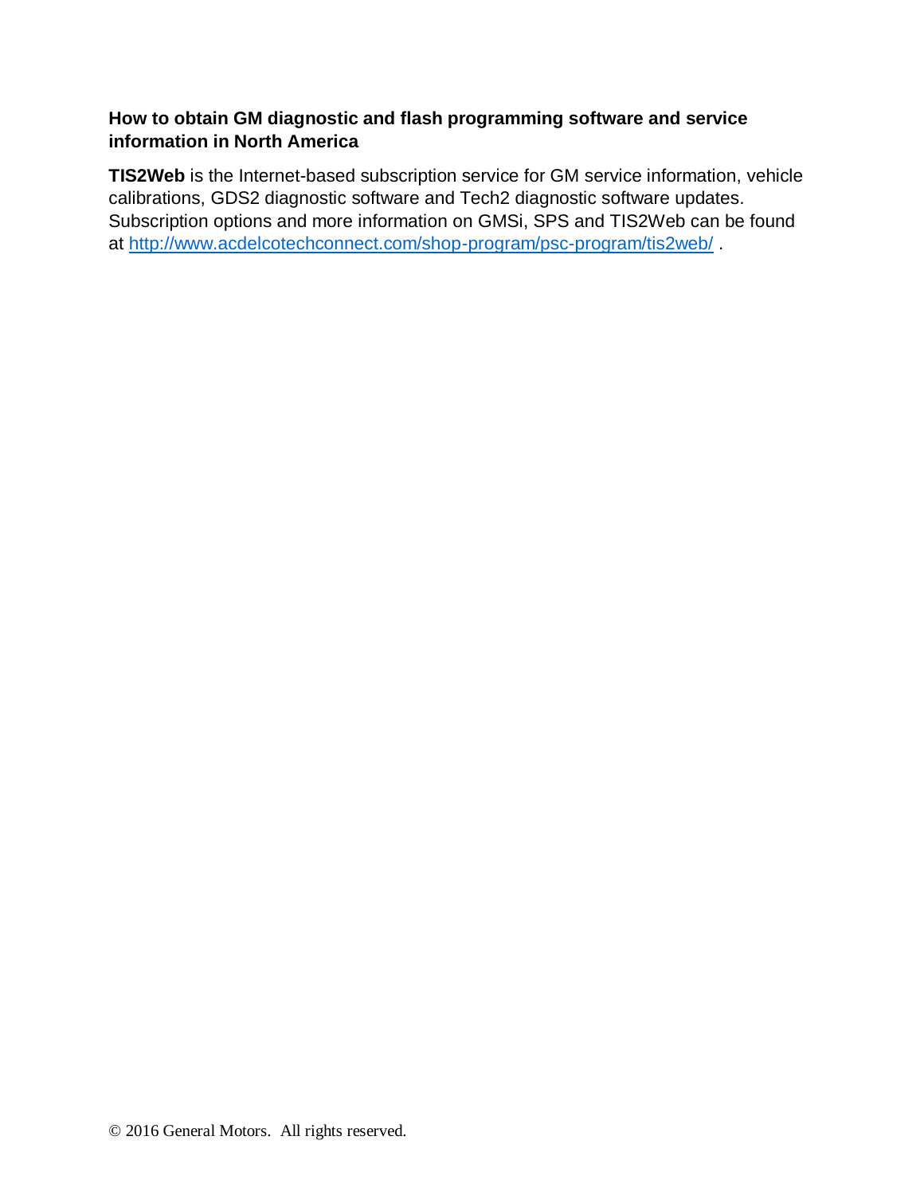**How to obtain GM diagnostic and flash programming software and service information in North America**

**TIS2Web** is the Internet-based subscription service for GM service information, vehicle calibrations, GDS2 diagnostic software and Tech2 diagnostic software updates. Subscription options and more information on GMSi, SPS and TIS2Web can be found at [http://www.acdelcotechconnect.com/shop-program/psc-program/tis2web/](http://www.acdelcotechconnect.com/shop-program/psc-program/tis2web/) .

© 2016 General Motors. All rights reserved.